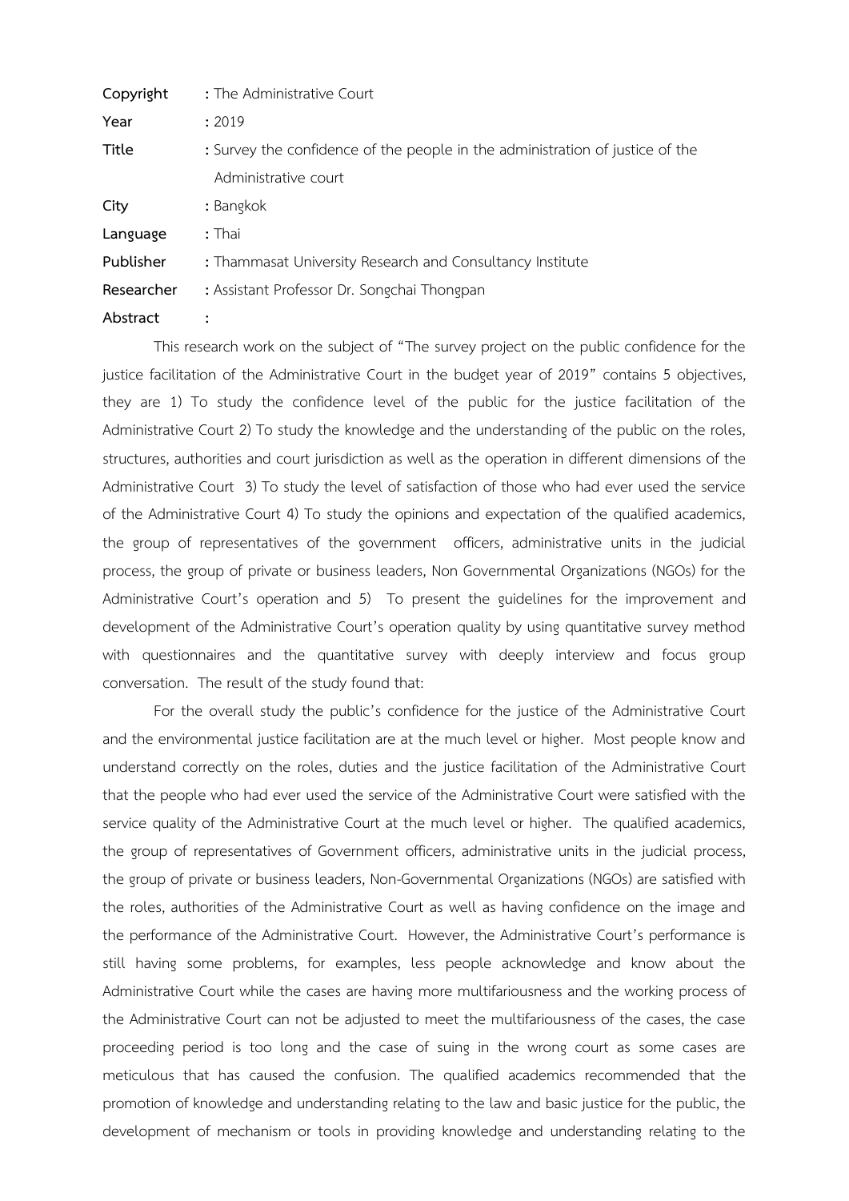**Copyright** : The Administrative Court

**Year** : 2019

**Title** : Survey the confidence of the people in the administration of justice of the Administrative court

**City** : Bangkok

**Language** : Thai

**Publisher** : Thammasat University Research and Consultancy Institute

**Researcher** : Assistant Professor Dr. Songchai Thongpan

**Abstract** :

This research work on the subject of "The survey project on the public confidence for the justice facilitation of the Administrative Court in the budget year of 2019" contains 5 objectives, they are 1) To study the confidence level of the public for the justice facilitation of the Administrative Court 2) To study the knowledge and the understanding of the public on the roles, structures, authorities and court jurisdiction as well as the operation in different dimensions of the Administrative Court 3) To study the level of satisfaction of those who had ever used the service of the Administrative Court 4) To study the opinions and expectation of the qualified academics, the group of representatives of the government officers, administrative units in the judicial process, the group of private or business leaders, Non Governmental Organizations (NGOs) for the Administrative Court's operation and 5) To present the guidelines for the improvement and development of the Administrative Court's operation quality by using quantitative survey method with questionnaires and the quantitative survey with deeply interview and focus group conversation. The result of the study found that:

For the overall study the public's confidence for the justice of the Administrative Court and the environmental justice facilitation are at the much level or higher. Most people know and understand correctly on the roles, duties and the justice facilitation of the Administrative Court that the people who had ever used the service of the Administrative Court were satisfied with the service quality of the Administrative Court at the much level or higher. The qualified academics, the group of representatives of Government officers, administrative units in the judicial process, the group of private or business leaders, Non-Governmental Organizations (NGOs) are satisfied with the roles, authorities of the Administrative Court as well as having confidence on the image and the performance of the Administrative Court. However, the Administrative Court's performance is still having some problems, for examples, less people acknowledge and know about the Administrative Court while the cases are having more multifariousness and the working process of the Administrative Court can not be adjusted to meet the multifariousness of the cases, the case proceeding period is too long and the case of suing in the wrong court as some cases are meticulous that has caused the confusion. The qualified academics recommended that the promotion of knowledge and understanding relating to the law and basic justice for the public, the development of mechanism or tools in providing knowledge and understanding relating to the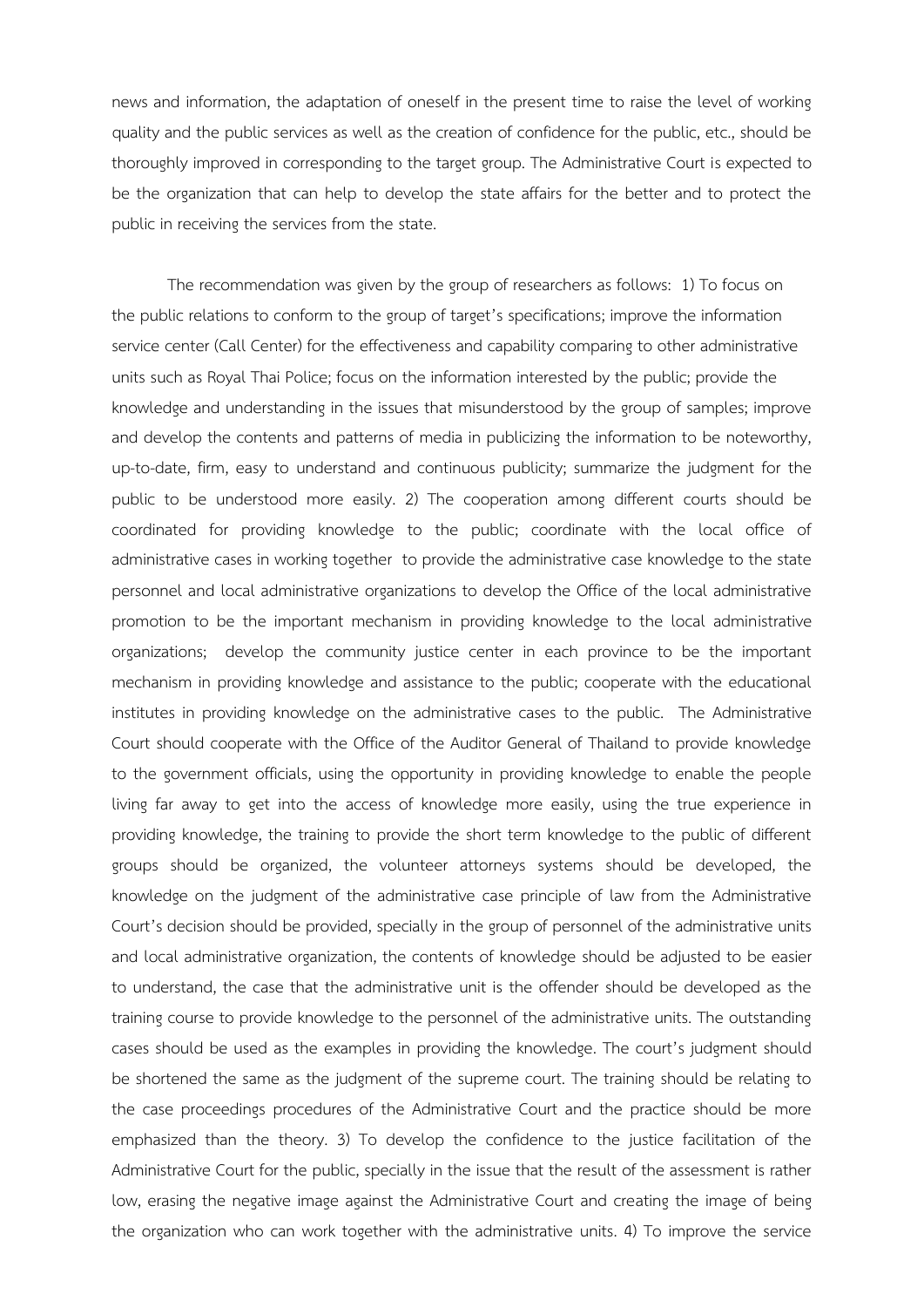news and information, the adaptation of oneself in the present time to raise the level of working quality and the public services as well as the creation of confidence for the public, etc., should be thoroughly improved in corresponding to the target group. The Administrative Court is expected to be the organization that can help to develop the state affairs for the better and to protect the public in receiving the services from the state.

The recommendation was given by the group of researchers as follows: 1) To focus on the public relations to conform to the group of target's specifications; improve the information service center (Call Center) for the effectiveness and capability comparing to other administrative units such as Royal Thai Police; focus on the information interested by the public; provide the knowledge and understanding in the issues that misunderstood by the group of samples; improve and develop the contents and patterns of media in publicizing the information to be noteworthy, up-to-date, firm, easy to understand and continuous publicity; summarize the judgment for the public to be understood more easily. 2) The cooperation among different courts should be coordinated for providing knowledge to the public; coordinate with the local office of administrative cases in working together to provide the administrative case knowledge to the state personnel and local administrative organizations to develop the Office of the local administrative promotion to be the important mechanism in providing knowledge to the local administrative organizations; develop the community justice center in each province to be the important mechanism in providing knowledge and assistance to the public; cooperate with the educational institutes in providing knowledge on the administrative cases to the public. The Administrative Court should cooperate with the Office of the Auditor General of Thailand to provide knowledge to the government officials, using the opportunity in providing knowledge to enable the people living far away to get into the access of knowledge more easily, using the true experience in providing knowledge, the training to provide the short term knowledge to the public of different groups should be organized, the volunteer attorneys systems should be developed, the knowledge on the judgment of the administrative case principle of law from the Administrative Court's decision should be provided, specially in the group of personnel of the administrative units and local administrative organization, the contents of knowledge should be adjusted to be easier to understand, the case that the administrative unit is the offender should be developed as the training course to provide knowledge to the personnel of the administrative units. The outstanding cases should be used as the examples in providing the knowledge. The court's judgment should be shortened the same as the judgment of the supreme court. The training should be relating to the case proceedings procedures of the Administrative Court and the practice should be more emphasized than the theory. 3) To develop the confidence to the justice facilitation of the Administrative Court for the public, specially in the issue that the result of the assessment is rather low, erasing the negative image against the Administrative Court and creating the image of being the organization who can work together with the administrative units. 4) To improve the service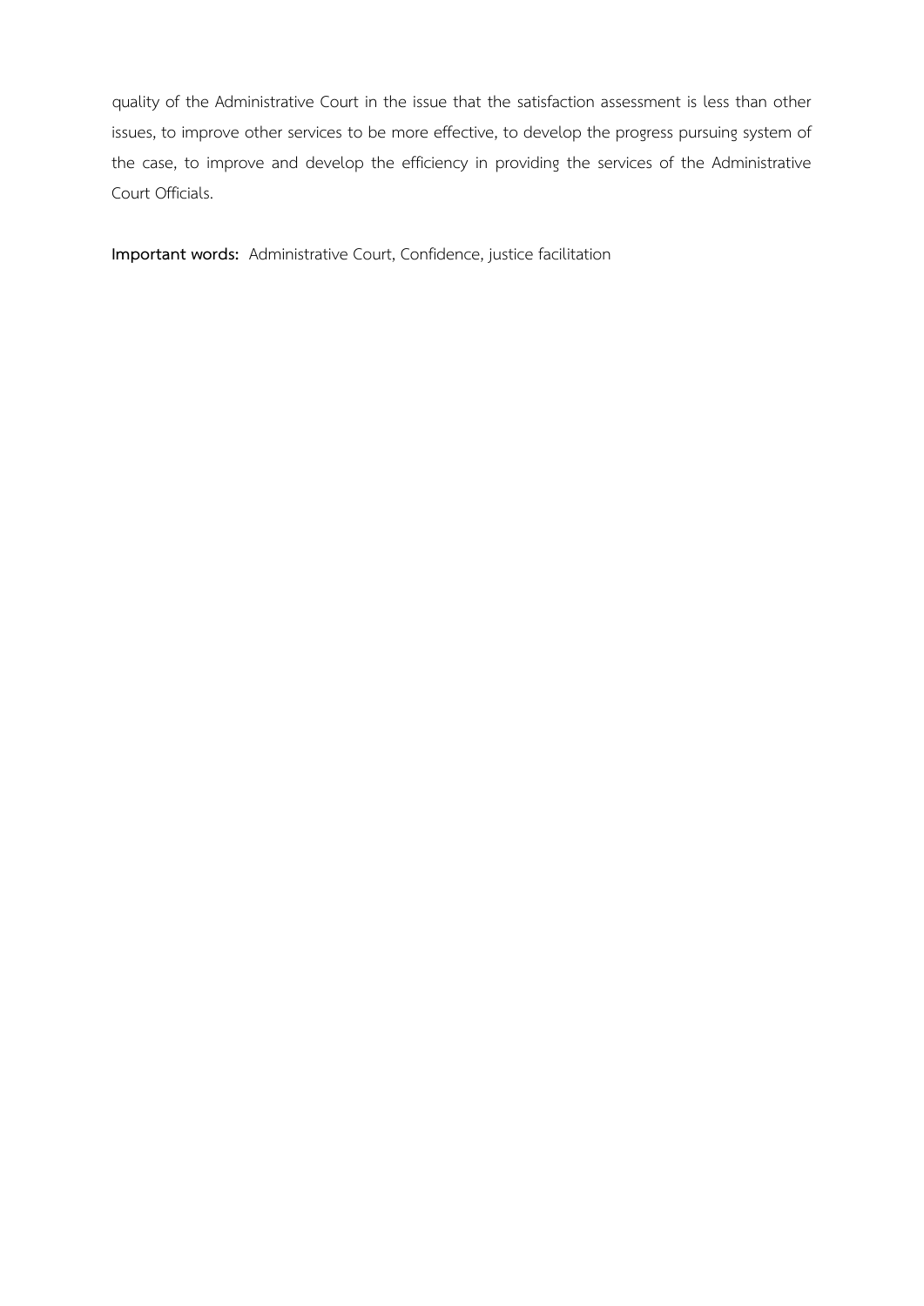quality of the Administrative Court in the issue that the satisfaction assessment is less than other issues, to improve other services to be more effective, to develop the progress pursuing system of the case, to improve and develop the efficiency in providing the services of the Administrative Court Officials.

**Important words:** Administrative Court, Confidence, justice facilitation